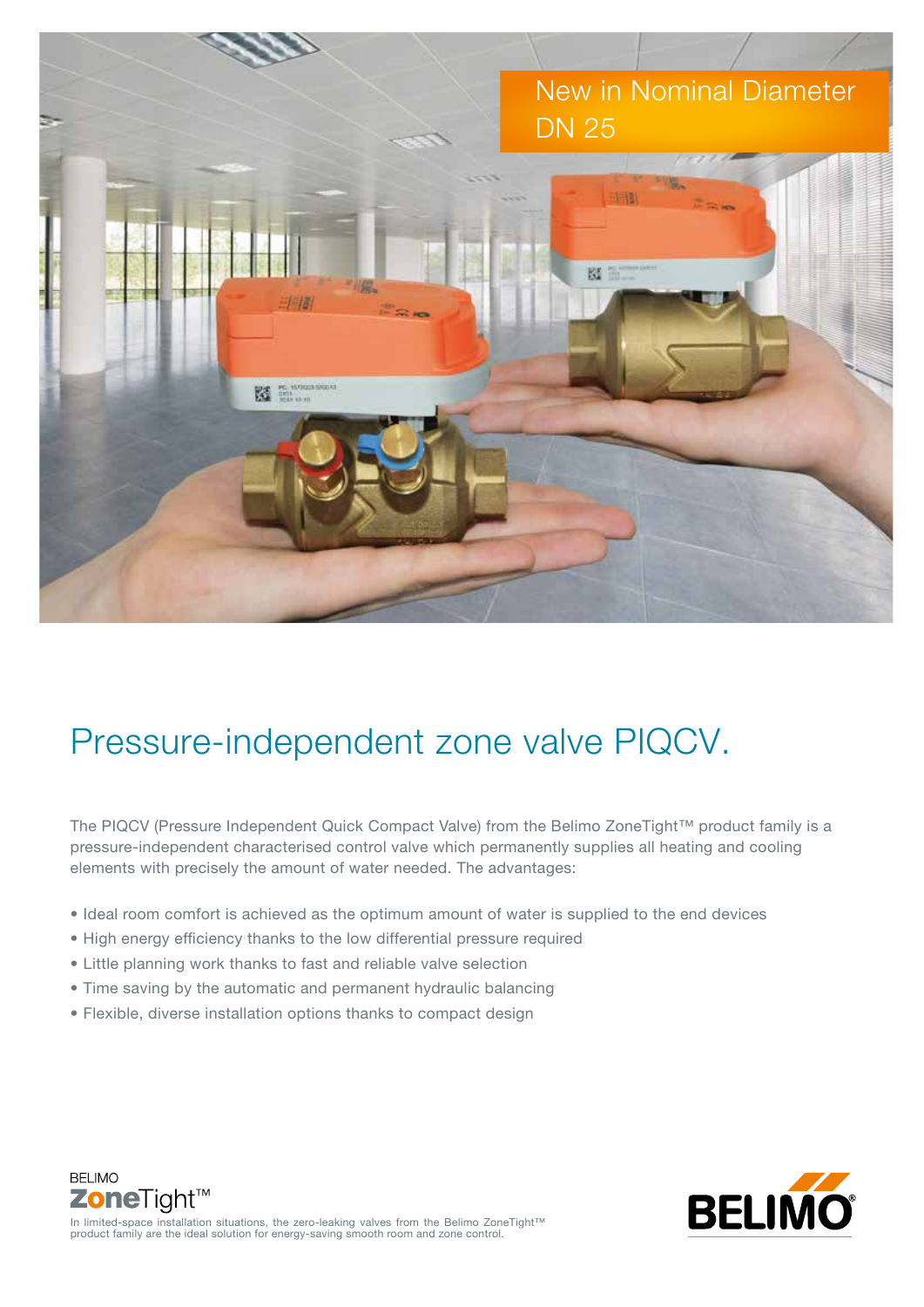New in Nominal Diameter DN 25

# Pressure-independent zone valve PIQCV.

The PIQCV (Pressure Independent Quick Compact Valve) from the Belimo ZoneTight™ product family is a pressure-independent characterised control valve which permanently supplies all heating and cooling elements with precisely the amount of water needed. The advantages:

- Ideal room comfort is achieved as the optimum amount of water is supplied to the end devices
- High energy efficiency thanks to the low differential pressure required
- Little planning work thanks to fast and reliable valve selection
- Time saving by the automatic and permanent hydraulic balancing
- Flexible, diverse installation options thanks to compact design

BELIMO
**Zone**Tight™

In limited-space installation situations, the zero-leaking valves from the Belimo ZoneTight™ product family are the ideal solution for energy-saving smooth room and zone control.

BELIMO®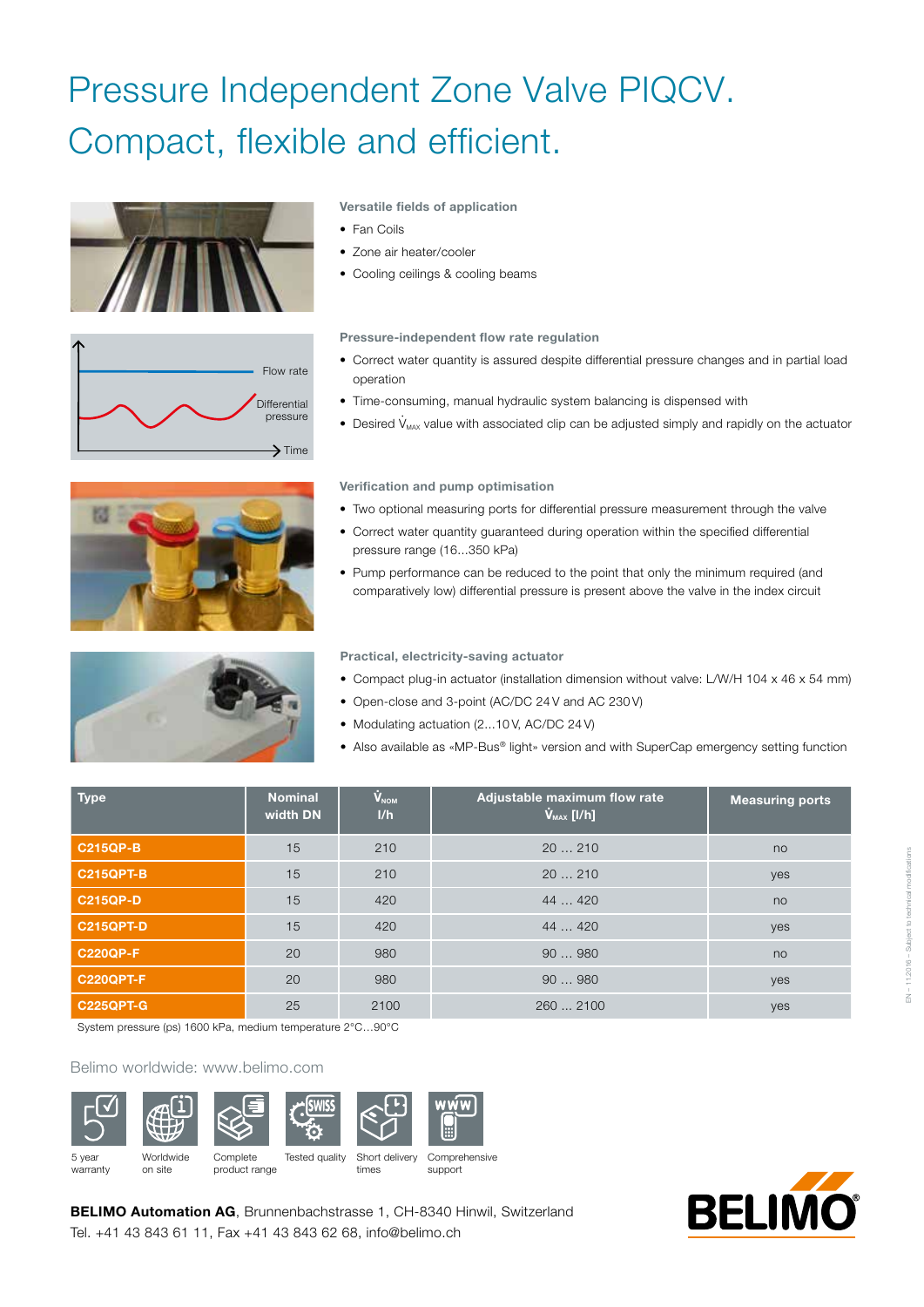# Pressure Independent Zone Valve PIQCV. Compact, flexible and efficient.

Flow rate

Differential pressure

Time

### Versatile fields of application

- Fan Coils
- Zone air heater/cooler
- Cooling ceilings & cooling beams

### Pressure-independent flow rate regulation

- Correct water quantity is assured despite differential pressure changes and in partial load operation
- Time-consuming, manual hydraulic system balancing is dispensed with
- Desired $\dot{V}_{MAX}$ value with associated clip can be adjusted simply and rapidly on the actuator

### Verification and pump optimisation

- Two optional measuring ports for differential pressure measurement through the valve
- Correct water quantity guaranteed during operation within the specified differential pressure range (16...350 kPa)
- Pump performance can be reduced to the point that only the minimum required (and comparatively low) differential pressure is present above the valve in the index circuit

### Practical, electricity-saving actuator

- Compact plug-in actuator (installation dimension without valve: L/W/H 104 x 46 x 54 mm)
- Open-close and 3-point (AC/DC 24 V and AC 230 V)
- Modulating actuation (2...10 V, AC/DC 24 V)
- Also available as «MP-Bus® light» version and with SuperCap emergency setting function

| Type | Nominal width DN | $\dot{V}_{NOM}$ l/h | Adjustable maximum flow rate $\dot{V}_{MAX}$ [l/h] | Measuring ports |
|---|---|---|---|---|
| C215QP-B | 15 | 210 | 20 … 210 | no |
| C215QPT-B | 15 | 210 | 20 … 210 | yes |
| C215QP-D | 15 | 420 | 44 … 420 | no |
| C215QPT-D | 15 | 420 | 44 … 420 | yes |
| C220QP-F | 20 | 980 | 90 … 980 | no |
| C220QPT-F | 20 | 980 | 90 … 980 | yes |
| C225QPT-G | 25 | 2100 | 260 … 2100 | yes |

System pressure (ps) 1600 kPa, medium temperature 2°C...90°C

Belimo worldwide: www.belimo.com

5 year warranty | Worldwide on site | Complete product range | Tested quality | Short delivery times | Comprehensive support

**BELIMO Automation AG**, Brunnenbachstrasse 1, CH-8340 Hinwil, Switzerland
Tel. +41 43 843 61 11, Fax +41 43 843 62 68, info@belimo.ch

EN – 11.2016 – Subject to technical modifications